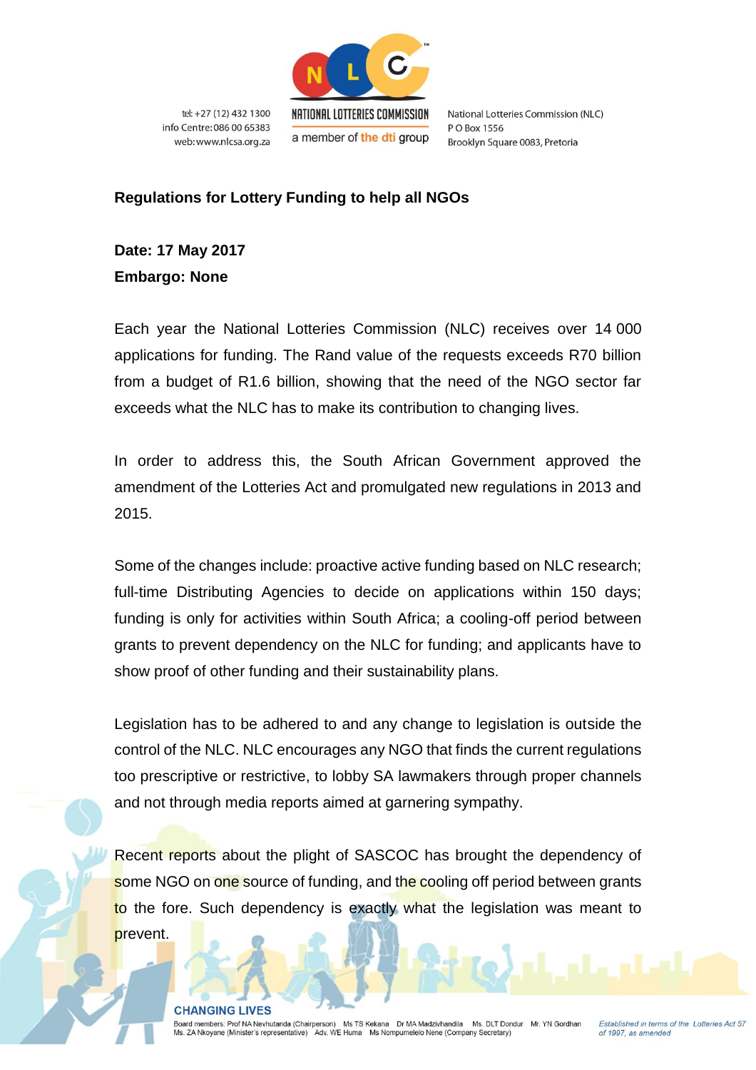tel: +27 (12) 432 1300
info Centre: 086 00 65383
web: www.nlcsa.org.za

NATIONAL LOTTERIES COMMISSION
a member of the dti group

National Lotteries Commission (NLC)
P O Box 1556
Brooklyn Square 0083, Pretoria

**Regulations for Lottery Funding to help all NGOs**

**Date: 17 May 2017**
**Embargo: None**

Each year the National Lotteries Commission (NLC) receives over 14 000 applications for funding. The Rand value of the requests exceeds R70 billion from a budget of R1.6 billion, showing that the need of the NGO sector far exceeds what the NLC has to make its contribution to changing lives.

In order to address this, the South African Government approved the amendment of the Lotteries Act and promulgated new regulations in 2013 and 2015.

Some of the changes include: proactive active funding based on NLC research; full-time Distributing Agencies to decide on applications within 150 days; funding is only for activities within South Africa; a cooling-off period between grants to prevent dependency on the NLC for funding; and applicants have to show proof of other funding and their sustainability plans.

Legislation has to be adhered to and any change to legislation is outside the control of the NLC. NLC encourages any NGO that finds the current regulations too prescriptive or restrictive, to lobby SA lawmakers through proper channels and not through media reports aimed at garnering sympathy.

Recent reports about the plight of SASCOC has brought the dependency of some NGO on one source of funding, and the cooling off period between grants to the fore. Such dependency is exactly what the legislation was meant to prevent.

CHANGING LIVES

Board members: Prof NA Nevhutanda (Chairperson) Ms TS Kekana Dr MA Madzivhandila Ms. DLT Dondur Mr. YN Gordhan Ms. ZA Nkoyane (Minister's representative) Adv. WE Huma Ms Nompumelelo Nene (Company Secretary)

*Established in terms of the Lotteries Act 57 of 1997, as amended*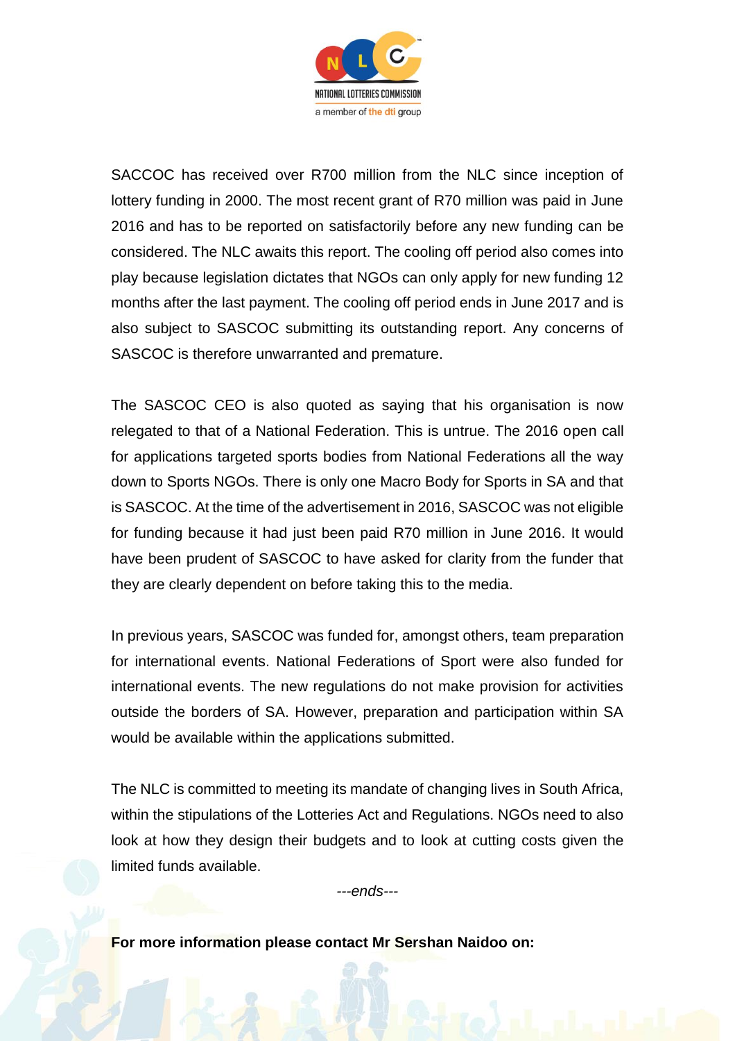SACCOC has received over R700 million from the NLC since inception of lottery funding in 2000. The most recent grant of R70 million was paid in June 2016 and has to be reported on satisfactorily before any new funding can be considered. The NLC awaits this report. The cooling off period also comes into play because legislation dictates that NGOs can only apply for new funding 12 months after the last payment. The cooling off period ends in June 2017 and is also subject to SASCOC submitting its outstanding report. Any concerns of SASCOC is therefore unwarranted and premature.

The SASCOC CEO is also quoted as saying that his organisation is now relegated to that of a National Federation. This is untrue. The 2016 open call for applications targeted sports bodies from National Federations all the way down to Sports NGOs. There is only one Macro Body for Sports in SA and that is SASCOC. At the time of the advertisement in 2016, SASCOC was not eligible for funding because it had just been paid R70 million in June 2016. It would have been prudent of SASCOC to have asked for clarity from the funder that they are clearly dependent on before taking this to the media.

In previous years, SASCOC was funded for, amongst others, team preparation for international events. National Federations of Sport were also funded for international events. The new regulations do not make provision for activities outside the borders of SA. However, preparation and participation within SA would be available within the applications submitted.

The NLC is committed to meeting its mandate of changing lives in South Africa, within the stipulations of the Lotteries Act and Regulations. NGOs need to also look at how they design their budgets and to look at cutting costs given the limited funds available.

*---ends---*

**For more information please contact Mr Sershan Naidoo on:**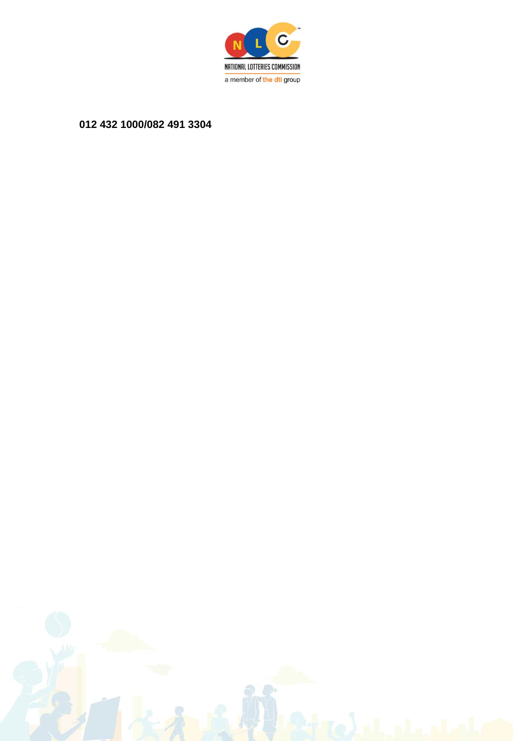**012 432 1000/082 491 3304**